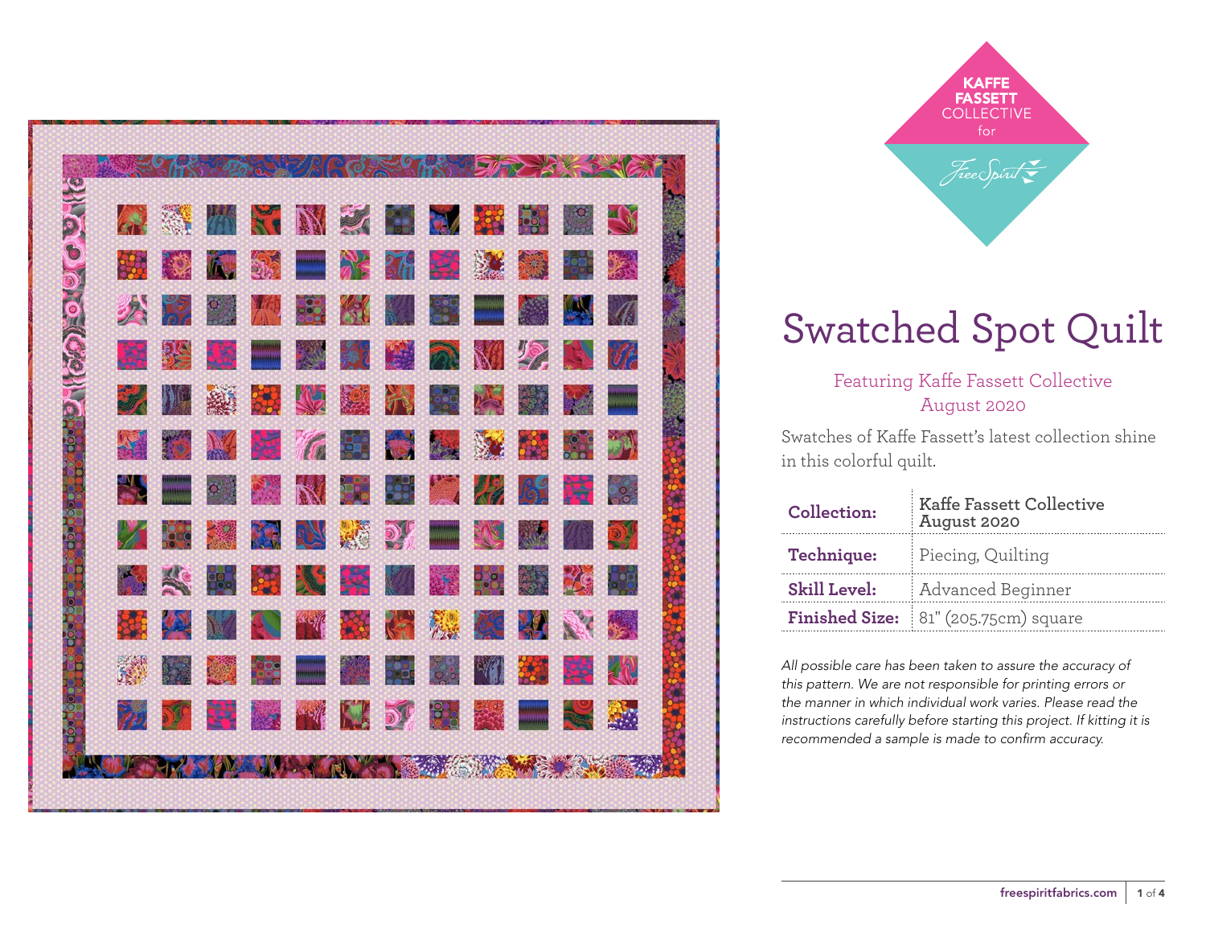KAFFE FASSETT COLLECTIVE for FreeSpirit

# Swatched Spot Quilt

Featuring Kaffe Fassett Collective
August 2020

Swatches of Kaffe Fassett's latest collection shine in this colorful quilt.

| | |
|---|---|
| **Collection:** | Kaffe Fassett Collective August 2020 |
| **Technique:** | Piecing, Quilting |
| **Skill Level:** | Advanced Beginner |
| **Finished Size:** | 81" (205.75cm) square |

*All possible care has been taken to assure the accuracy of this pattern. We are not responsible for printing errors or the manner in which individual work varies. Please read the instructions carefully before starting this project. If kitting it is recommended a sample is made to confirm accuracy.*

freespiritfabrics.com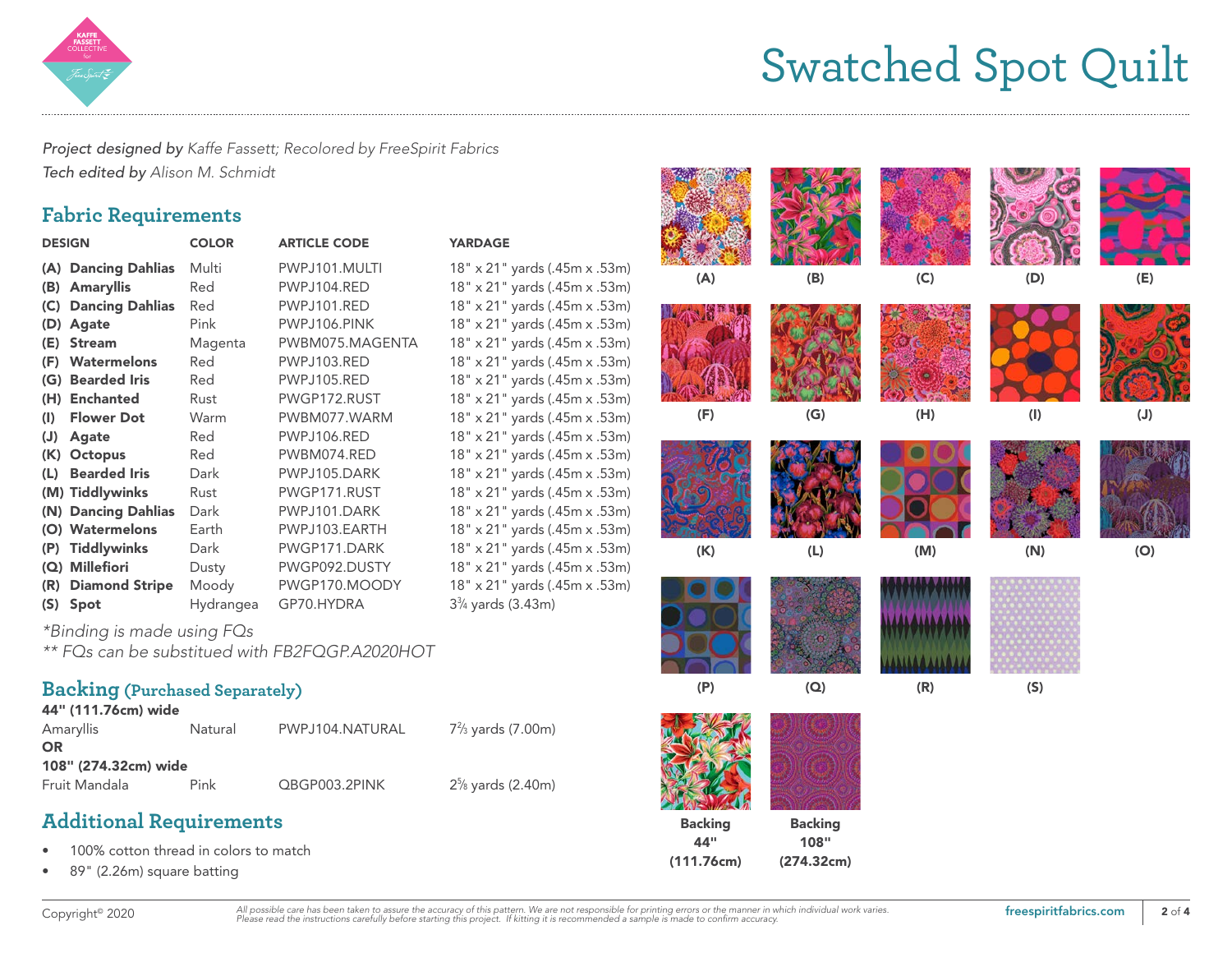# Swatched Spot Quilt

*Project designed by* *Kaffe Fassett; Recolored by FreeSpirit Fabrics*
*Tech edited by* *Alison M. Schmidt*

## Fabric Requirements

| DESIGN | COLOR | ARTICLE CODE | YARDAGE |
|---|---|---|---|
| **(A) Dancing Dahlias** | Multi | PWPJ101.MULTI | 18" x 21" yards (.45m x .53m) |
| **(B) Amaryllis** | Red | PWPJ104.RED | 18" x 21" yards (.45m x .53m) |
| **(C) Dancing Dahlias** | Red | PWPJ101.RED | 18" x 21" yards (.45m x .53m) |
| **(D) Agate** | Pink | PWPJ106.PINK | 18" x 21" yards (.45m x .53m) |
| **(E) Stream** | Magenta | PWBM075.MAGENTA | 18" x 21" yards (.45m x .53m) |
| **(F) Watermelons** | Red | PWPJ103.RED | 18" x 21" yards (.45m x .53m) |
| **(G) Bearded Iris** | Red | PWPJ105.RED | 18" x 21" yards (.45m x .53m) |
| **(H) Enchanted** | Rust | PWGP172.RUST | 18" x 21" yards (.45m x .53m) |
| **(I) Flower Dot** | Warm | PWBM077.WARM | 18" x 21" yards (.45m x .53m) |
| **(J) Agate** | Red | PWPJ106.RED | 18" x 21" yards (.45m x .53m) |
| **(K) Octopus** | Red | PWBM074.RED | 18" x 21" yards (.45m x .53m) |
| **(L) Bearded Iris** | Dark | PWPJ105.DARK | 18" x 21" yards (.45m x .53m) |
| **(M) Tiddlywinks** | Rust | PWGP171.RUST | 18" x 21" yards (.45m x .53m) |
| **(N) Dancing Dahlias** | Dark | PWPJ101.DARK | 18" x 21" yards (.45m x .53m) |
| **(O) Watermelons** | Earth | PWPJ103.EARTH | 18" x 21" yards (.45m x .53m) |
| **(P) Tiddlywinks** | Dark | PWGP171.DARK | 18" x 21" yards (.45m x .53m) |
| **(Q) Millefiori** | Dusty | PWGP092.DUSTY | 18" x 21" yards (.45m x .53m) |
| **(R) Diamond Stripe** | Moody | PWGP170.MOODY | 18" x 21" yards (.45m x .53m) |
| **(S) Spot** | Hydrangea | GP70.HYDRA | 3¾ yards (3.43m) |

*\*Binding is made using FQs*
*\*\* FQs can be substitued with FB2FQGP.A2020HOT*

(A) (B) (C) (D) (E) (F) (G) (H) (I) (J) (K) (L) (M) (N) (O) (P) (Q) (R) (S)

## Backing (Purchased Separately)

**44" (111.76cm) wide**

| | | | |
|---|---|---|---|
| Amaryllis | Natural | PWPJ104.NATURAL | 7⅔ yards (7.00m) |

**OR**

**108" (274.32cm) wide**

| | | | |
|---|---|---|---|
| Fruit Mandala | Pink | QBGP003.2PINK | 2⅝ yards (2.40m) |

**Backing 44" (111.76cm)**

**Backing 108" (274.32cm)**

## Additional Requirements

- 100% cotton thread in colors to match
- 89" (2.26m) square batting

Copyright© 2020

*All possible care has been taken to assure the accuracy of this pattern. We are not responsible for printing errors or the manner in which individual work varies. Please read the instructions carefully before starting this project. If kitting it is recommended a sample is made to confirm accuracy.*

freespiritfabrics.com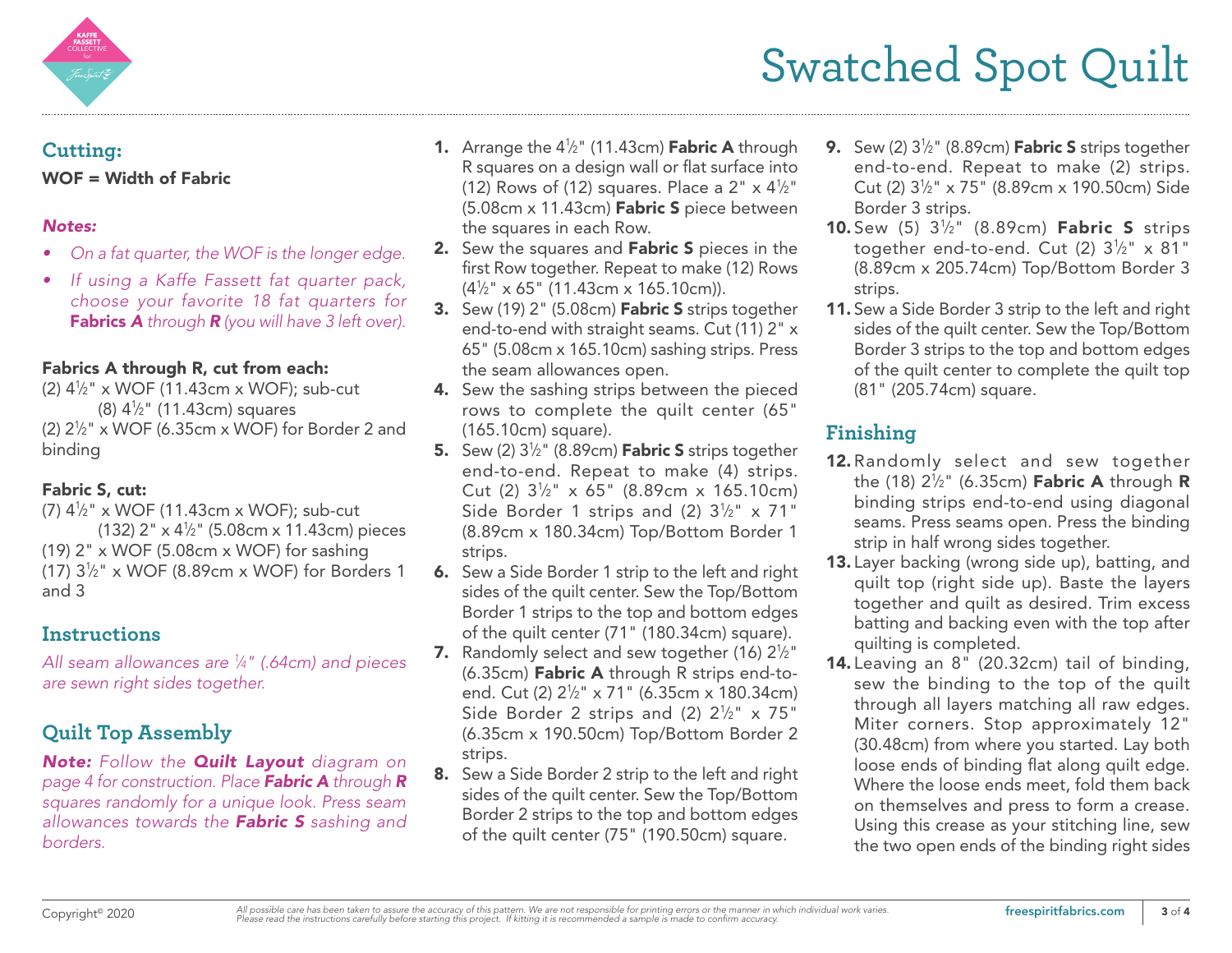# Swatched Spot Quilt

## Cutting:

**WOF = Width of Fabric**

***Notes:***

- *On a fat quarter, the WOF is the longer edge.*
- *If using a Kaffe Fassett fat quarter pack, choose your favorite 18 fat quarters for **Fabrics A** through **R** (you will have 3 left over).*

**Fabrics A through R, cut from each:**

(2) 4½" x WOF (11.43cm x WOF); sub-cut (8) 4½" (11.43cm) squares

(2) 2½" x WOF (6.35cm x WOF) for Border 2 and binding

**Fabric S, cut:**

(7) 4½" x WOF (11.43cm x WOF); sub-cut (132) 2" x 4½" (5.08cm x 11.43cm) pieces

(19) 2" x WOF (5.08cm x WOF) for sashing

(17) 3½" x WOF (8.89cm x WOF) for Borders 1 and 3

## Instructions

*All seam allowances are ¼" (.64cm) and pieces are sewn right sides together.*

## Quilt Top Assembly

***Note:** Follow the **Quilt Layout** diagram on page 4 for construction. Place **Fabric A** through **R** squares randomly for a unique look. Press seam allowances towards the **Fabric S** sashing and borders.*

1. Arrange the 4½" (11.43cm) **Fabric A** through R squares on a design wall or flat surface into (12) Rows of (12) squares. Place a 2" x 4½" (5.08cm x 11.43cm) **Fabric S** piece between the squares in each Row.
2. Sew the squares and **Fabric S** pieces in the first Row together. Repeat to make (12) Rows (4½" x 65" (11.43cm x 165.10cm)).
3. Sew (19) 2" (5.08cm) **Fabric S** strips together end-to-end with straight seams. Cut (11) 2" x 65" (5.08cm x 165.10cm) sashing strips. Press the seam allowances open.
4. Sew the sashing strips between the pieced rows to complete the quilt center (65" (165.10cm) square).
5. Sew (2) 3½" (8.89cm) **Fabric S** strips together end-to-end. Repeat to make (4) strips. Cut (2) 3½" x 65" (8.89cm x 165.10cm) Side Border 1 strips and (2) 3½" x 71" (8.89cm x 180.34cm) Top/Bottom Border 1 strips.
6. Sew a Side Border 1 strip to the left and right sides of the quilt center. Sew the Top/Bottom Border 1 strips to the top and bottom edges of the quilt center (71" (180.34cm) square).
7. Randomly select and sew together (16) 2½" (6.35cm) **Fabric A** through R strips end-to-end. Cut (2) 2½" x 71" (6.35cm x 180.34cm) Side Border 2 strips and (2) 2½" x 75" (6.35cm x 190.50cm) Top/Bottom Border 2 strips.
8. Sew a Side Border 2 strip to the left and right sides of the quilt center. Sew the Top/Bottom Border 2 strips to the top and bottom edges of the quilt center (75" (190.50cm) square.
9. Sew (2) 3½" (8.89cm) **Fabric S** strips together end-to-end. Repeat to make (2) strips. Cut (2) 3½" x 75" (8.89cm x 190.50cm) Side Border 3 strips.
10. Sew (5) 3½" (8.89cm) **Fabric S** strips together end-to-end. Cut (2) 3½" x 81" (8.89cm x 205.74cm) Top/Bottom Border 3 strips.
11. Sew a Side Border 3 strip to the left and right sides of the quilt center. Sew the Top/Bottom Border 3 strips to the top and bottom edges of the quilt center to complete the quilt top (81" (205.74cm) square.

## Finishing

12. Randomly select and sew together the (18) 2½" (6.35cm) **Fabric A** through **R** binding strips end-to-end using diagonal seams. Press seams open. Press the binding strip in half wrong sides together.
13. Layer backing (wrong side up), batting, and quilt top (right side up). Baste the layers together and quilt as desired. Trim excess batting and backing even with the top after quilting is completed.
14. Leaving an 8" (20.32cm) tail of binding, sew the binding to the top of the quilt through all layers matching all raw edges. Miter corners. Stop approximately 12" (30.48cm) from where you started. Lay both loose ends of binding flat along quilt edge. Where the loose ends meet, fold them back on themselves and press to form a crease. Using this crease as your stitching line, sew the two open ends of the binding right sides

Copyright© 2020

*All possible care has been taken to assure the accuracy of this pattern. We are not responsible for printing errors or the manner in which individual work varies. Please read the instructions carefully before starting this project. If kitting it is recommended a sample is made to confirm accuracy.*

freespiritfabrics.com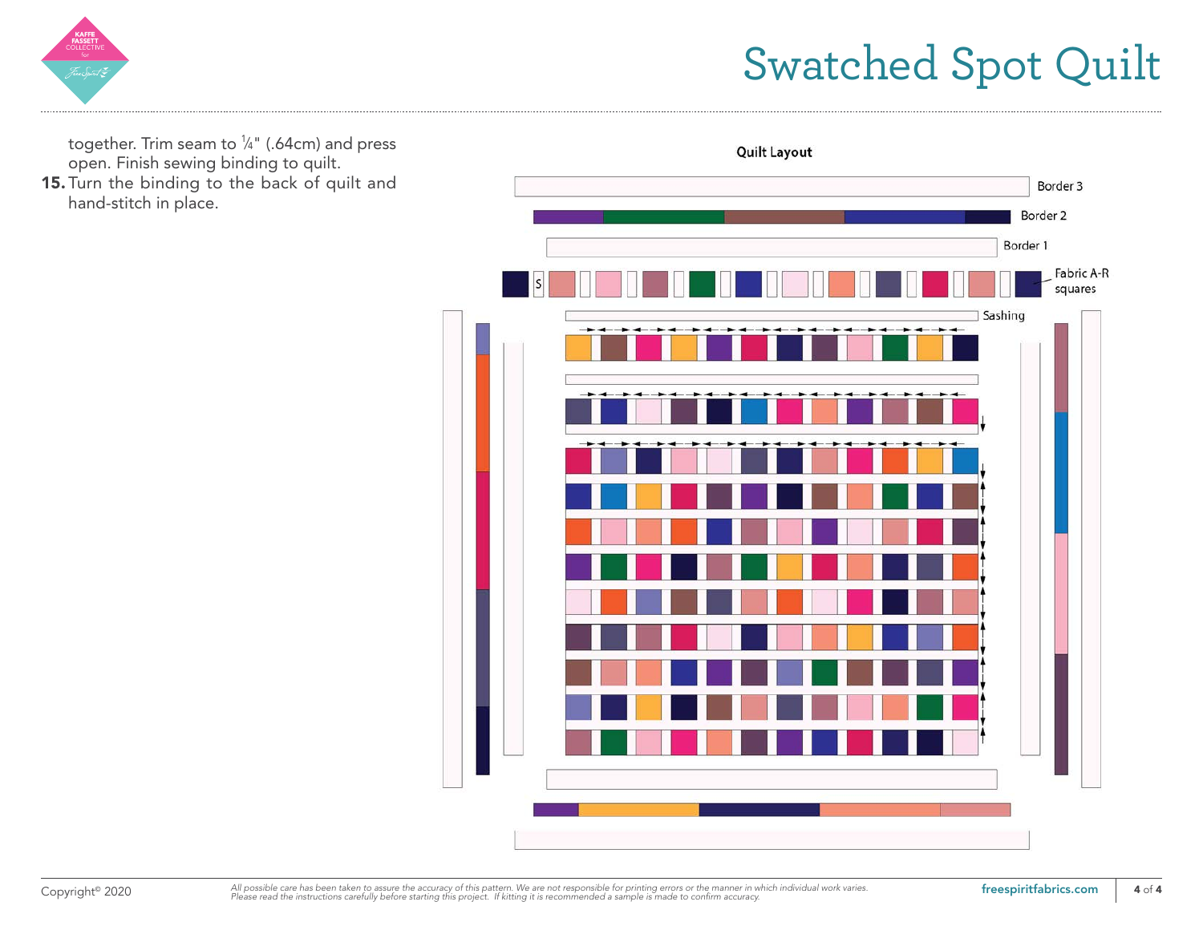together. Trim seam to ¼" (.64cm) and press open. Finish sewing binding to quilt.

15. Turn the binding to the back of quilt and hand-stitch in place.

Quilt Layout

Border 3

Border 2

Border 1

S

Fabric A-R squares

Sashing

Copyright© 2020

*All possible care has been taken to assure the accuracy of this pattern. We are not responsible for printing errors or the manner in which individual work varies. Please read the instructions carefully before starting this project. If kitting it is recommended a sample is made to confirm accuracy.*

freespiritfabrics.com